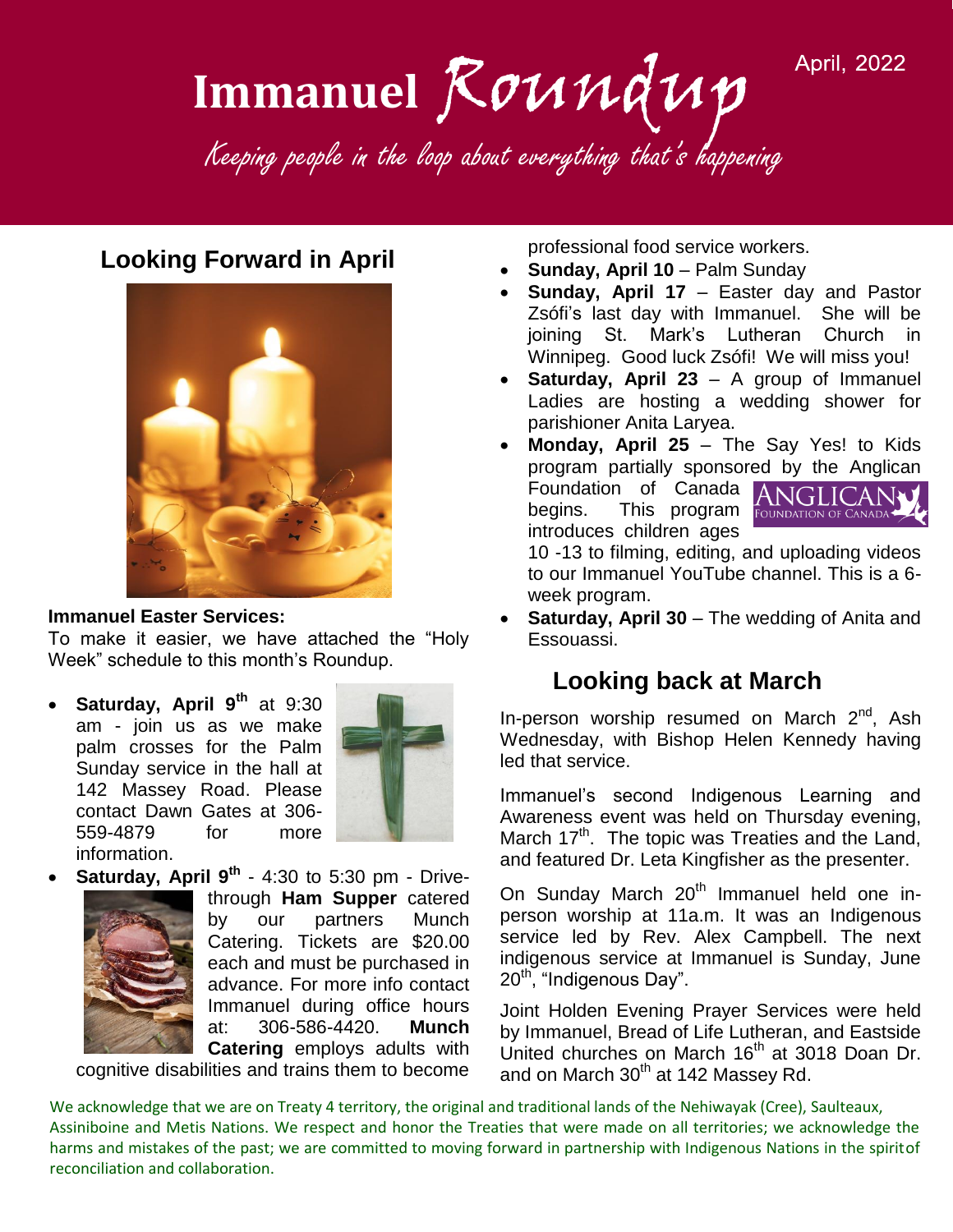# Immanuel Roundup

April, 2022

*Keeping people in the loop about everything that's happening*

## Looking Forward in April

**Immanuel Easter Services:**
To make it easier, we have attached the "Holy Week" schedule to this month's Roundup.

- **Saturday, April 9th** at 9:30 am - join us as we make palm crosses for the Palm Sunday service in the hall at 142 Massey Road. Please contact Dawn Gates at 306-559-4879 for more information.
- **Saturday, April 9th** - 4:30 to 5:30 pm - Drive-through **Ham Supper** catered by our partners Munch Catering. Tickets are $20.00 each and must be purchased in advance. For more info contact Immanuel during office hours at: 306-586-4420. **Munch Catering** employs adults with cognitive disabilities and trains them to become professional food service workers.
- **Sunday, April 10** – Palm Sunday
- **Sunday, April 17** – Easter day and Pastor Zsófi's last day with Immanuel. She will be joining St. Mark's Lutheran Church in Winnipeg. Good luck Zsófi! We will miss you!
- **Saturday, April 23** – A group of Immanuel Ladies are hosting a wedding shower for parishioner Anita Laryea.
- **Monday, April 25** – The Say Yes! to Kids program partially sponsored by the Anglican Foundation of Canada begins. This program introduces children ages 10 -13 to filming, editing, and uploading videos to our Immanuel YouTube channel. This is a 6-week program.
- **Saturday, April 30** – The wedding of Anita and Essouassi.

## Looking back at March

In-person worship resumed on March 2nd, Ash Wednesday, with Bishop Helen Kennedy having led that service.

Immanuel's second Indigenous Learning and Awareness event was held on Thursday evening, March 17th. The topic was Treaties and the Land, and featured Dr. Leta Kingfisher as the presenter.

On Sunday March 20th Immanuel held one in-person worship at 11a.m. It was an Indigenous service led by Rev. Alex Campbell. The next indigenous service at Immanuel is Sunday, June 20th, "Indigenous Day".

Joint Holden Evening Prayer Services were held by Immanuel, Bread of Life Lutheran, and Eastside United churches on March 16th at 3018 Doan Dr. and on March 30th at 142 Massey Rd.

We acknowledge that we are on Treaty 4 territory, the original and traditional lands of the Nehiwayak (Cree), Saulteaux, Assiniboine and Metis Nations. We respect and honor the Treaties that were made on all territories; we acknowledge the harms and mistakes of the past; we are committed to moving forward in partnership with Indigenous Nations in the spirit of reconciliation and collaboration.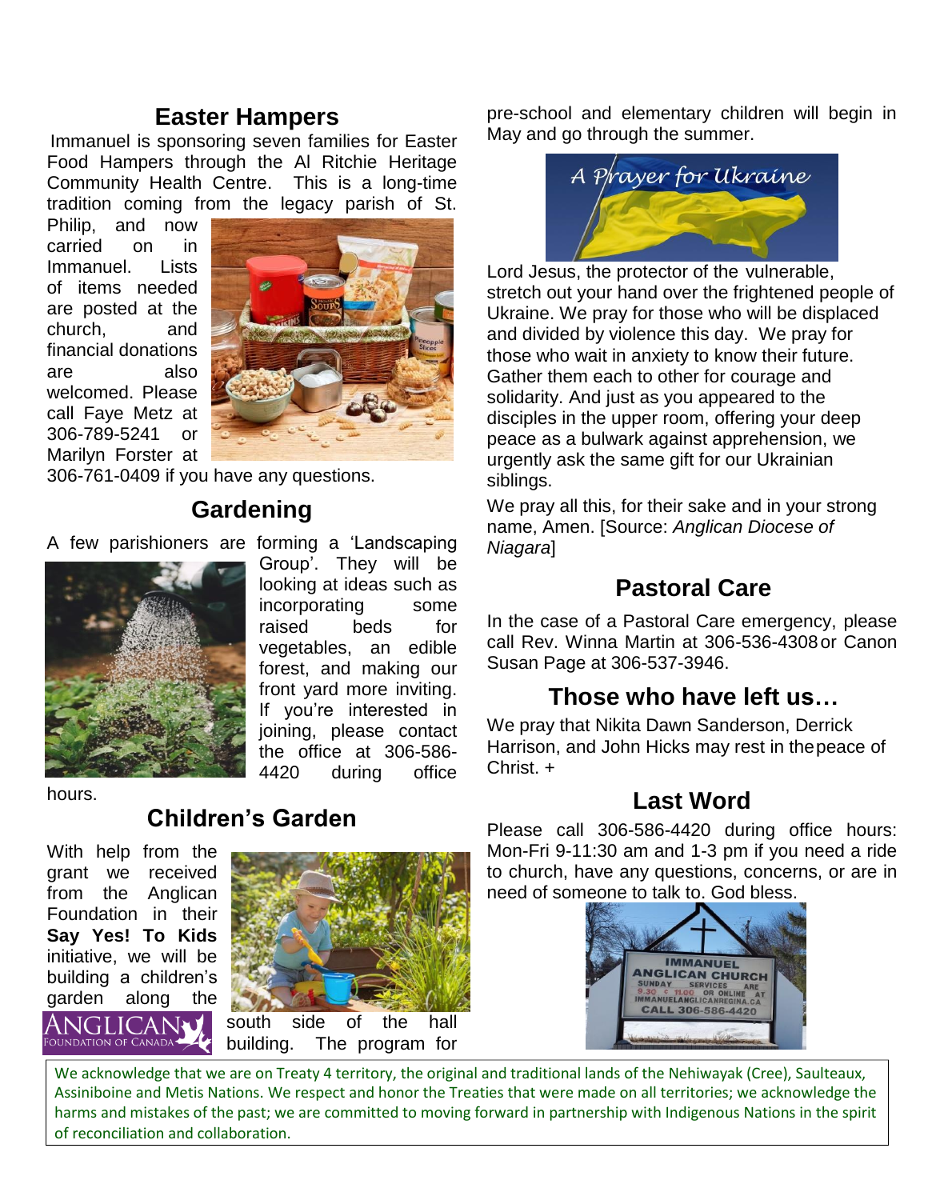## Easter Hampers

Immanuel is sponsoring seven families for Easter Food Hampers through the Al Ritchie Heritage Community Health Centre. This is a long-time tradition coming from the legacy parish of St. Philip, and now carried on in Immanuel. Lists of items needed are posted at the church, and financial donations are also welcomed. Please call Faye Metz at 306-789-5241 or Marilyn Forster at 306-761-0409 if you have any questions.

## Gardening

A few parishioners are forming a 'Landscaping Group'. They will be looking at ideas such as incorporating some raised beds for vegetables, an edible forest, and making our front yard more inviting. If you're interested in joining, please contact the office at 306-586-4420 during office hours.

## Children's Garden

With help from the grant we received from the Anglican Foundation in their **Say Yes! To Kids** initiative, we will be building a children's garden along the south side of the hall building. The program for pre-school and elementary children will begin in May and go through the summer.

A Prayer for Ukraine

Lord Jesus, the protector of the vulnerable, stretch out your hand over the frightened people of Ukraine. We pray for those who will be displaced and divided by violence this day. We pray for those who wait in anxiety to know their future. Gather them each to other for courage and solidarity. And just as you appeared to the disciples in the upper room, offering your deep peace as a bulwark against apprehension, we urgently ask the same gift for our Ukrainian siblings.

We pray all this, for their sake and in your strong name, Amen. [Source: *Anglican Diocese of Niagara*]

## Pastoral Care

In the case of a Pastoral Care emergency, please call Rev. Winna Martin at 306-536-4308 or Canon Susan Page at 306-537-3946.

## Those who have left us…

We pray that Nikita Dawn Sanderson, Derrick Harrison, and John Hicks may rest in the peace of Christ. +

## Last Word

Please call 306-586-4420 during office hours: Mon-Fri 9-11:30 am and 1-3 pm if you need a ride to church, have any questions, concerns, or are in need of someone to talk to. God bless.

We acknowledge that we are on Treaty 4 territory, the original and traditional lands of the Nehiwayak (Cree), Saulteaux, Assiniboine and Metis Nations. We respect and honor the Treaties that were made on all territories; we acknowledge the harms and mistakes of the past; we are committed to moving forward in partnership with Indigenous Nations in the spirit of reconciliation and collaboration.